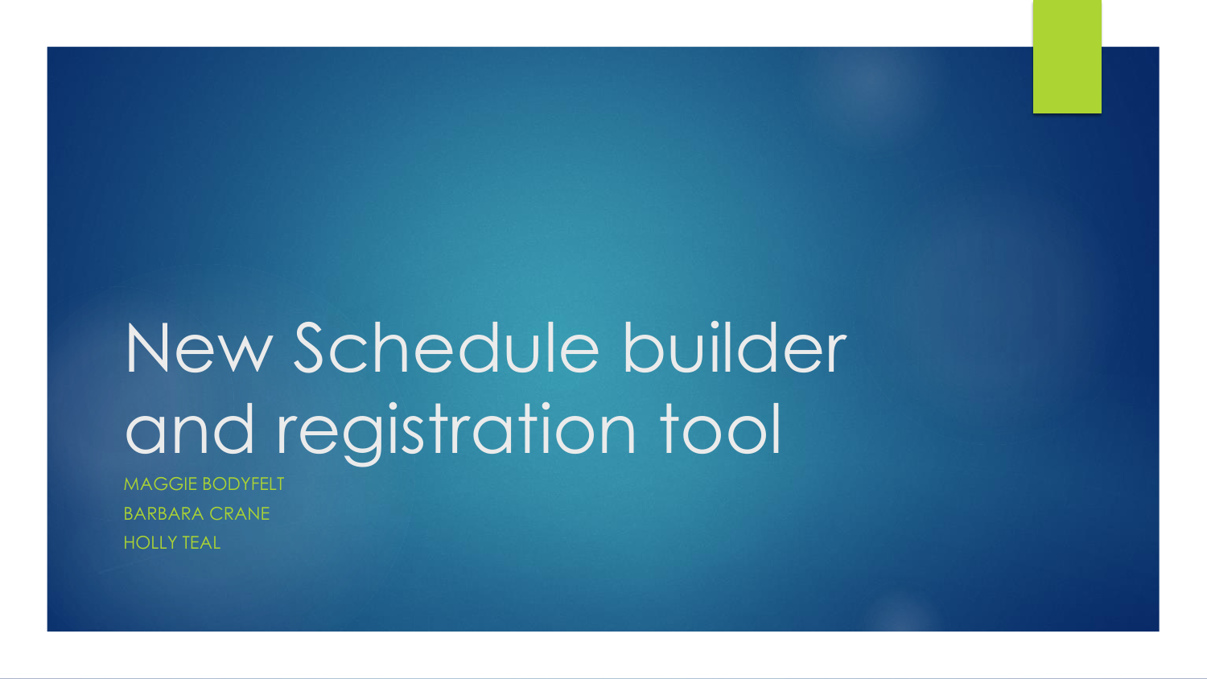# New Schedule builder and registration tool

MAGGIE BODYFELT

BARBARA CRANE

HOLLY TEAL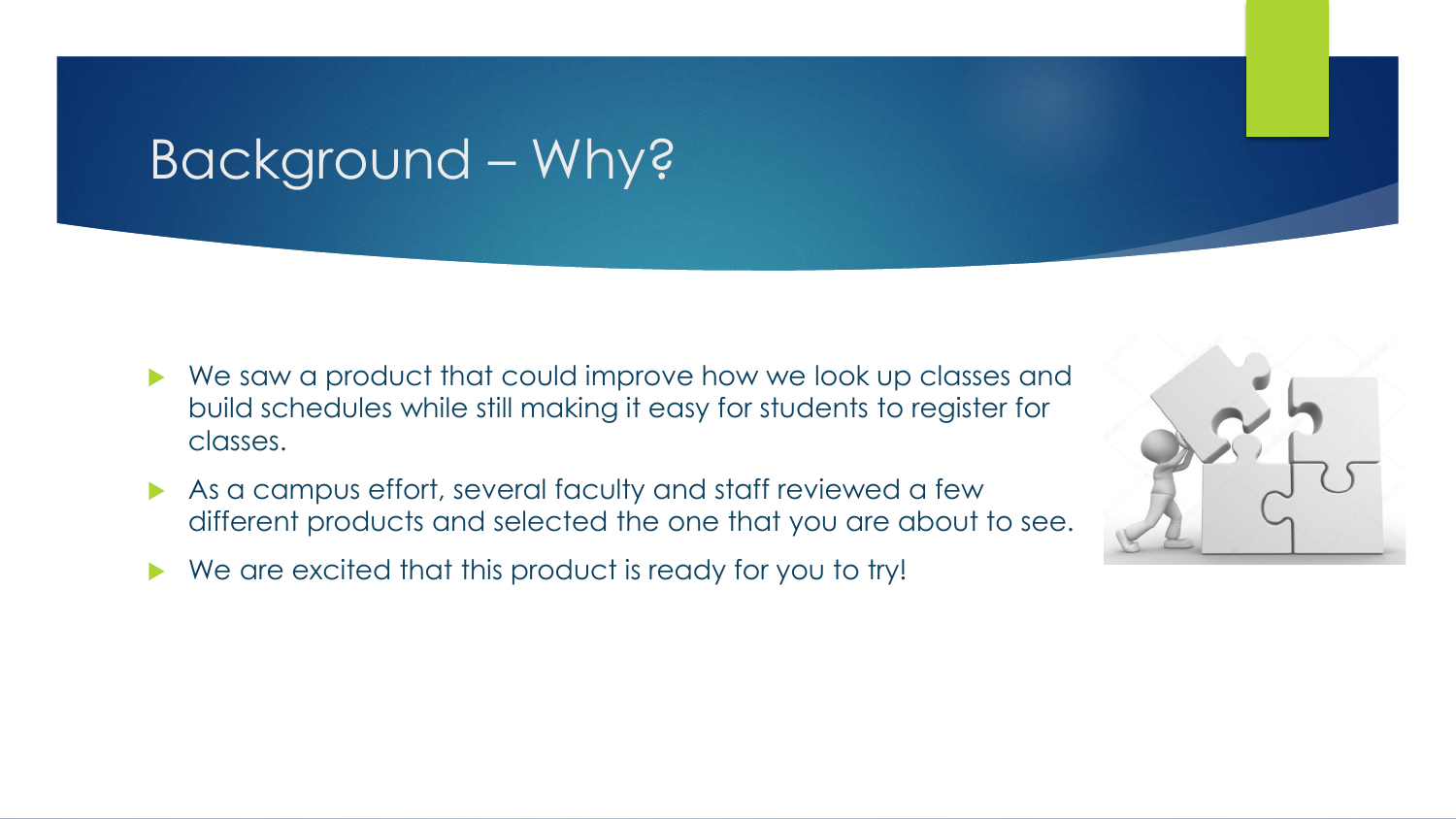# Background – Why?

- We saw a product that could improve how we look up classes and build schedules while still making it easy for students to register for classes.
- As a campus effort, several faculty and staff reviewed a few different products and selected the one that you are about to see.
- We are excited that this product is ready for you to try!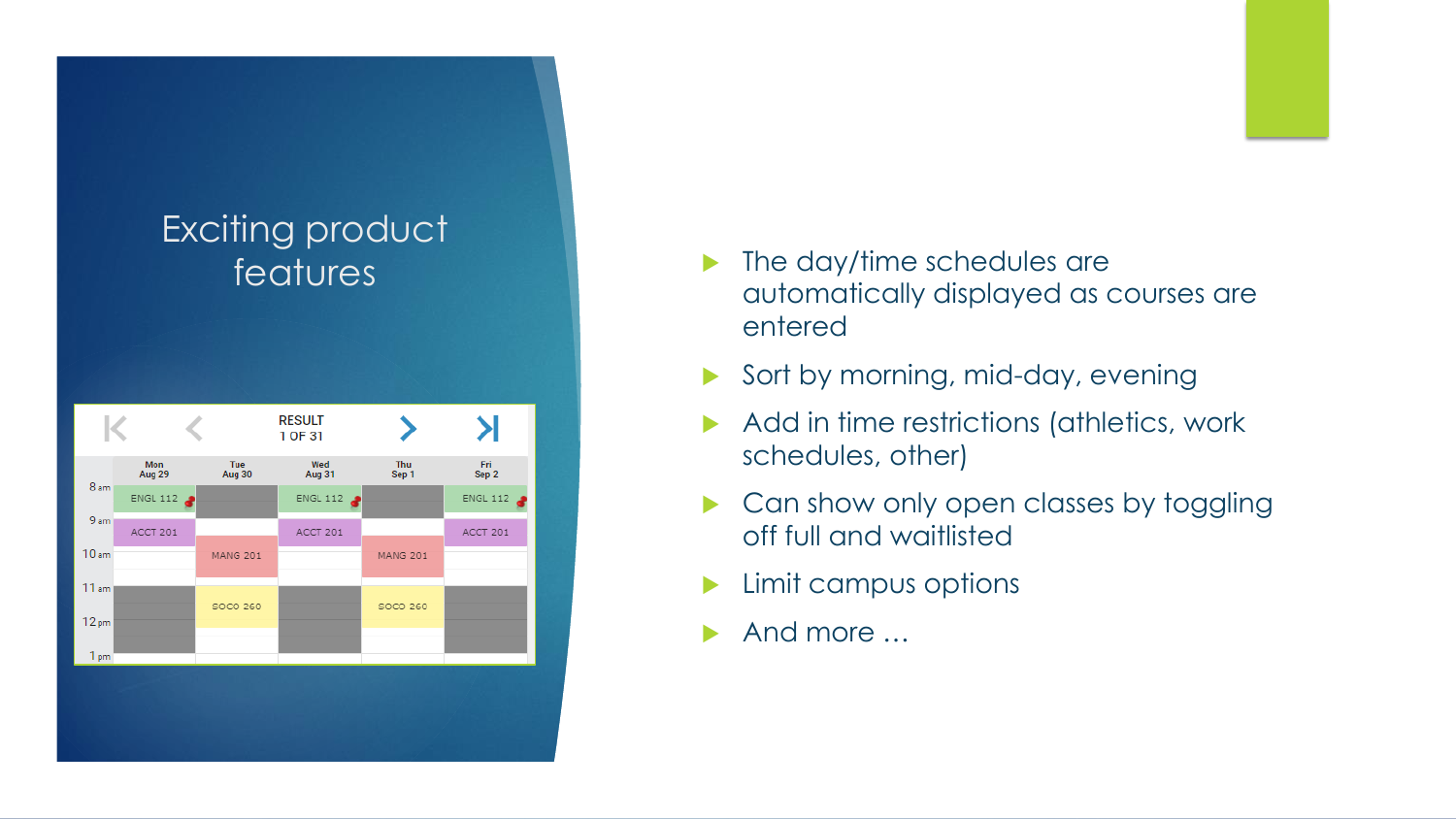# Exciting product features

- The day/time schedules are automatically displayed as courses are entered
- Sort by morning, mid-day, evening
- Add in time restrictions (athletics, work schedules, other)
- Can show only open classes by toggling off full and waitlisted
- Limit campus options
- And more …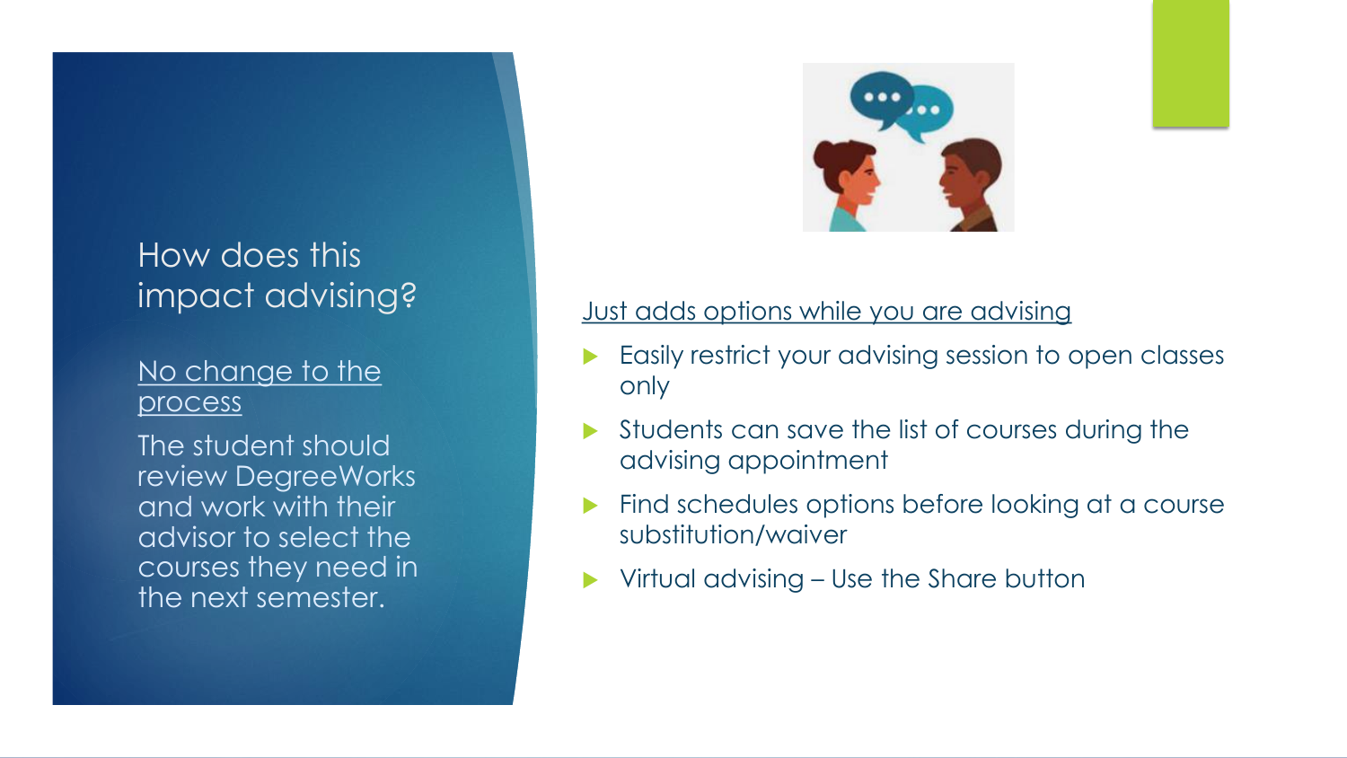# How does this impact advising?

No change to the process

The student should review DegreeWorks and work with their advisor to select the courses they need in the next semester.

Just adds options while you are advising

- Easily restrict your advising session to open classes only
- Students can save the list of courses during the advising appointment
- Find schedules options before looking at a course substitution/waiver
- Virtual advising – Use the Share button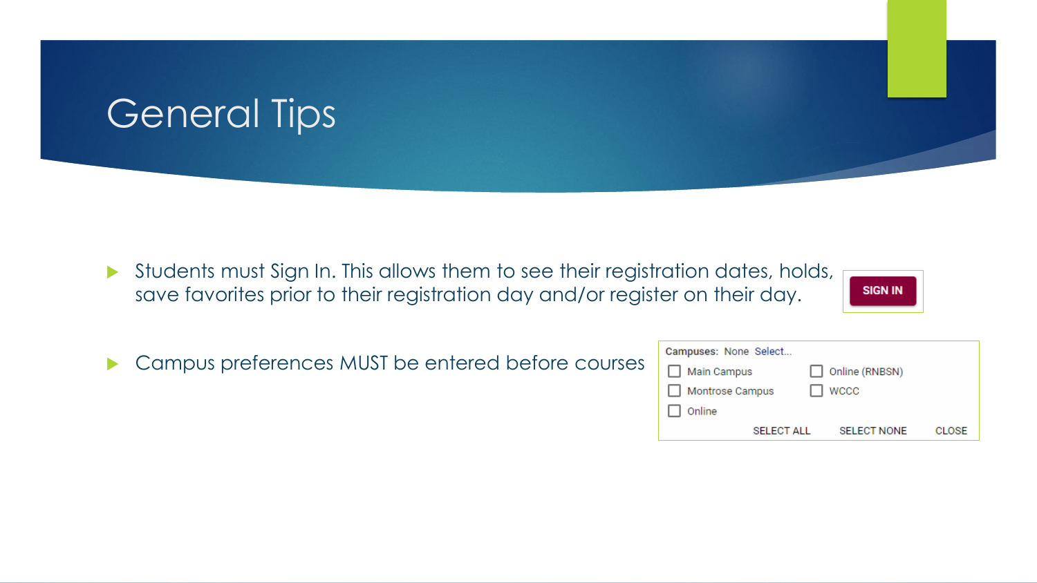# General Tips

- Students must Sign In. This allows them to see their registration dates, holds, save favorites prior to their registration day and/or register on their day.

SIGN IN

- Campus preferences MUST be entered before courses

Campuses: None Select...

- Main Campus
- Montrose Campus
- Online
- Online (RNBSN)
- WCCC

SELECT ALL SELECT NONE CLOSE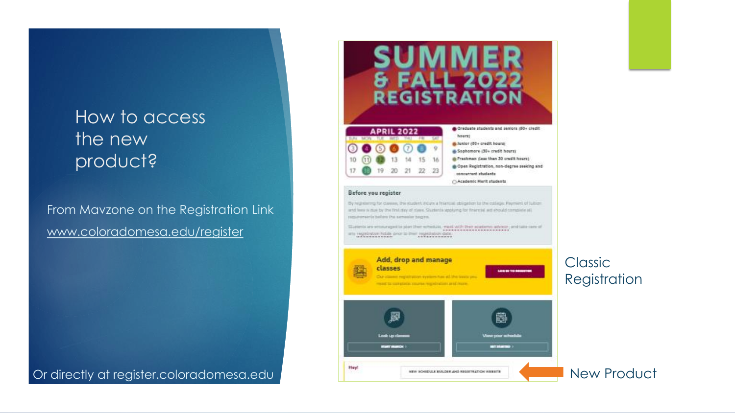# How to access the new product?

From Mavzone on the Registration Link

www.coloradomesa.edu/register

Or directly at register.coloradomesa.edu

Classic Registration

New Product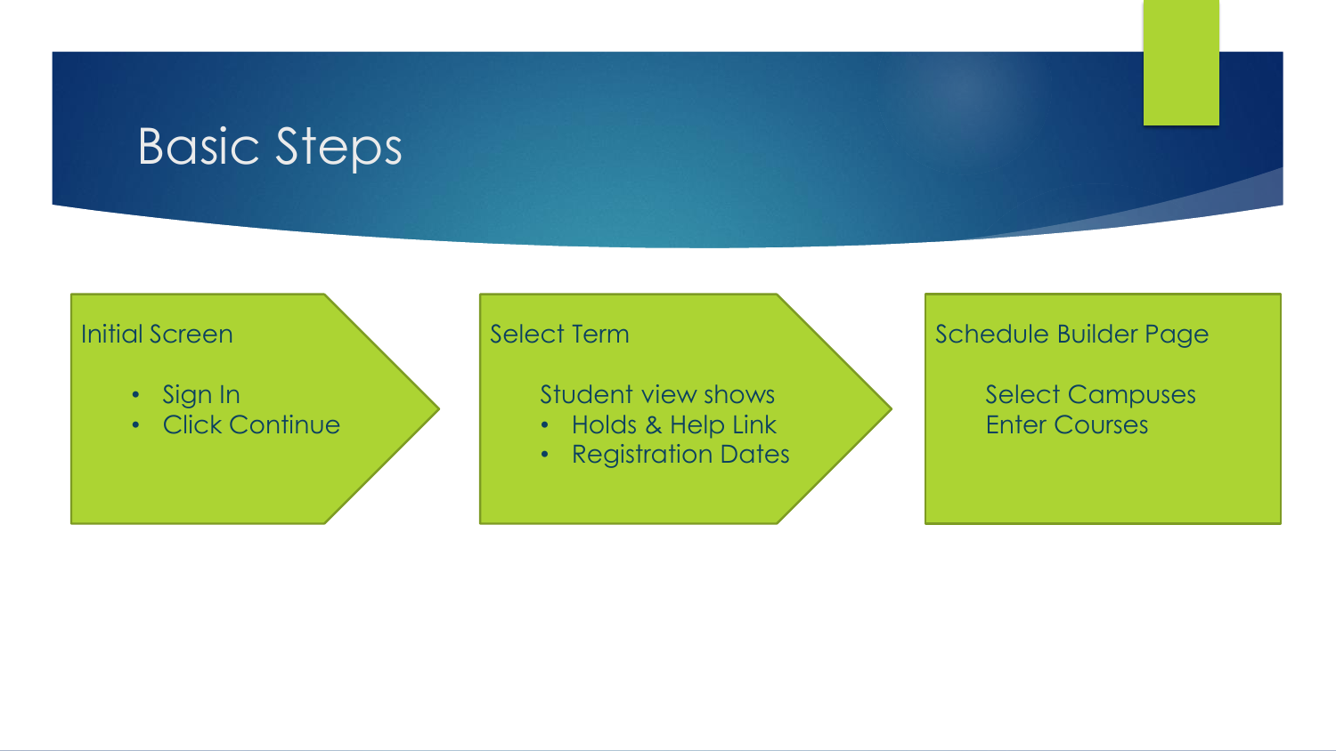# Basic Steps

**Initial Screen**

- Sign In
- Click Continue

**Select Term**

Student view shows

- Holds & Help Link
- Registration Dates

**Schedule Builder Page**

Select Campuses
Enter Courses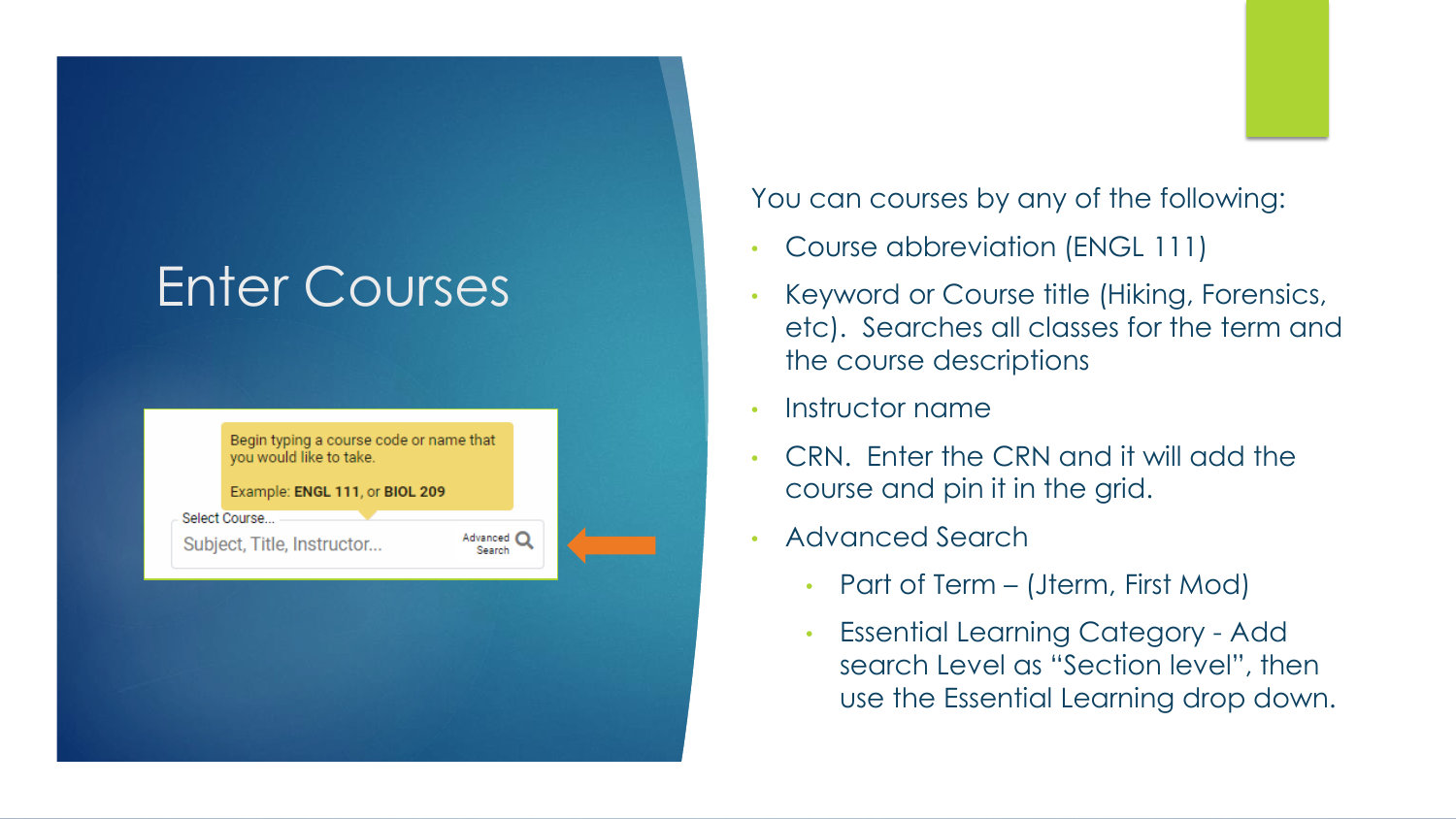# Enter Courses

Begin typing a course code or name that you would like to take.

Example: **ENGL 111**, or **BIOL 209**

Select Course...

Subject, Title, Instructor... Advanced Search

You can courses by any of the following:

- Course abbreviation (ENGL 111)
- Keyword or Course title (Hiking, Forensics, etc). Searches all classes for the term and the course descriptions
- Instructor name
- CRN. Enter the CRN and it will add the course and pin it in the grid.
- Advanced Search
  - Part of Term – (Jterm, First Mod)
  - Essential Learning Category - Add search Level as "Section level", then use the Essential Learning drop down.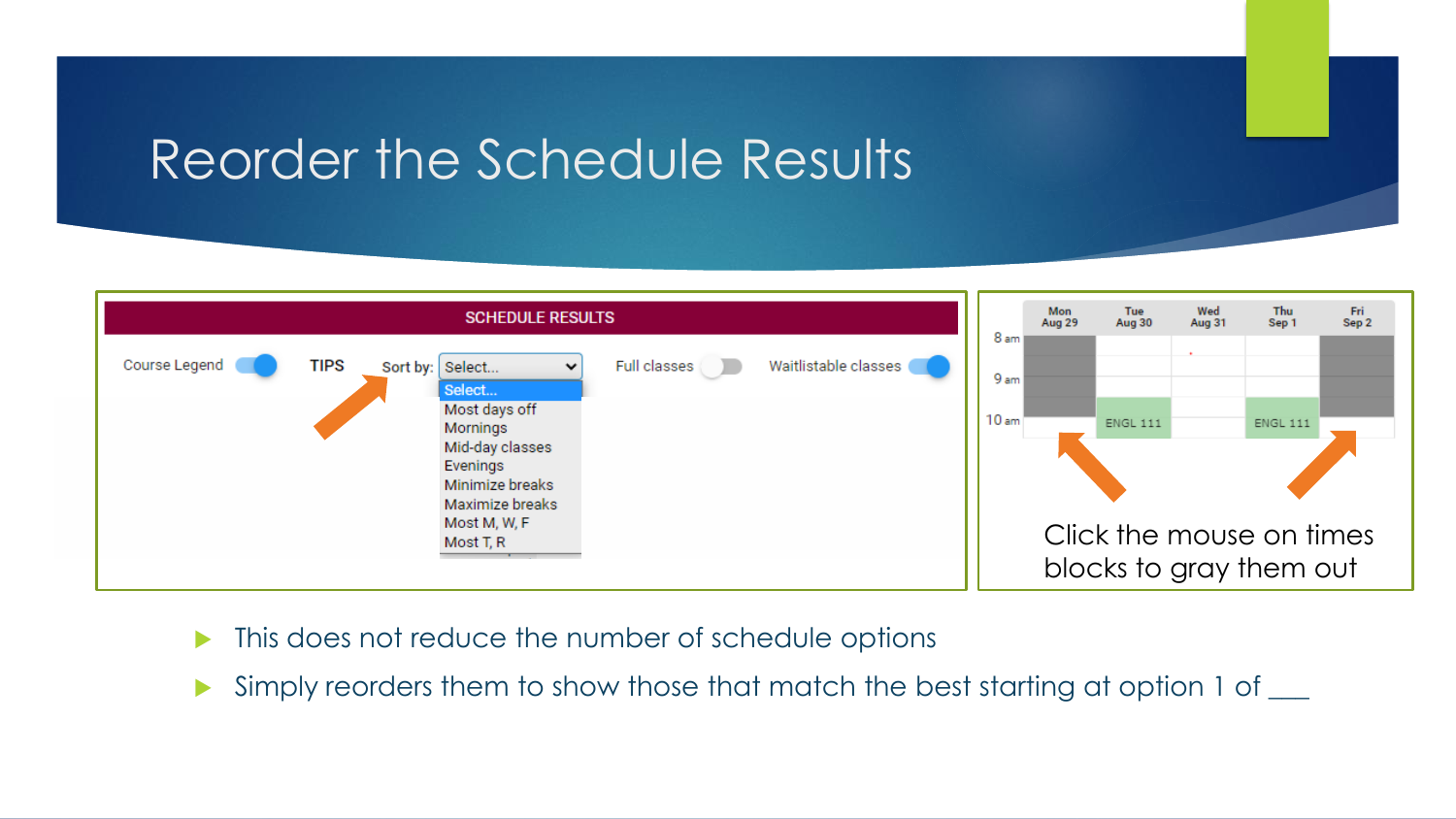# Reorder the Schedule Results

SCHEDULE RESULTS

Course Legend | TIPS | Sort by: Select... | Full classes | Waitlistable classes

- Select...
- Most days off
- Mornings
- Mid-day classes
- Evenings
- Minimize breaks
- Maximize breaks
- Most M, W, F
- Most T, R

Click the mouse on times blocks to gray them out

- This does not reduce the number of schedule options
- Simply reorders them to show those that match the best starting at option 1 of ___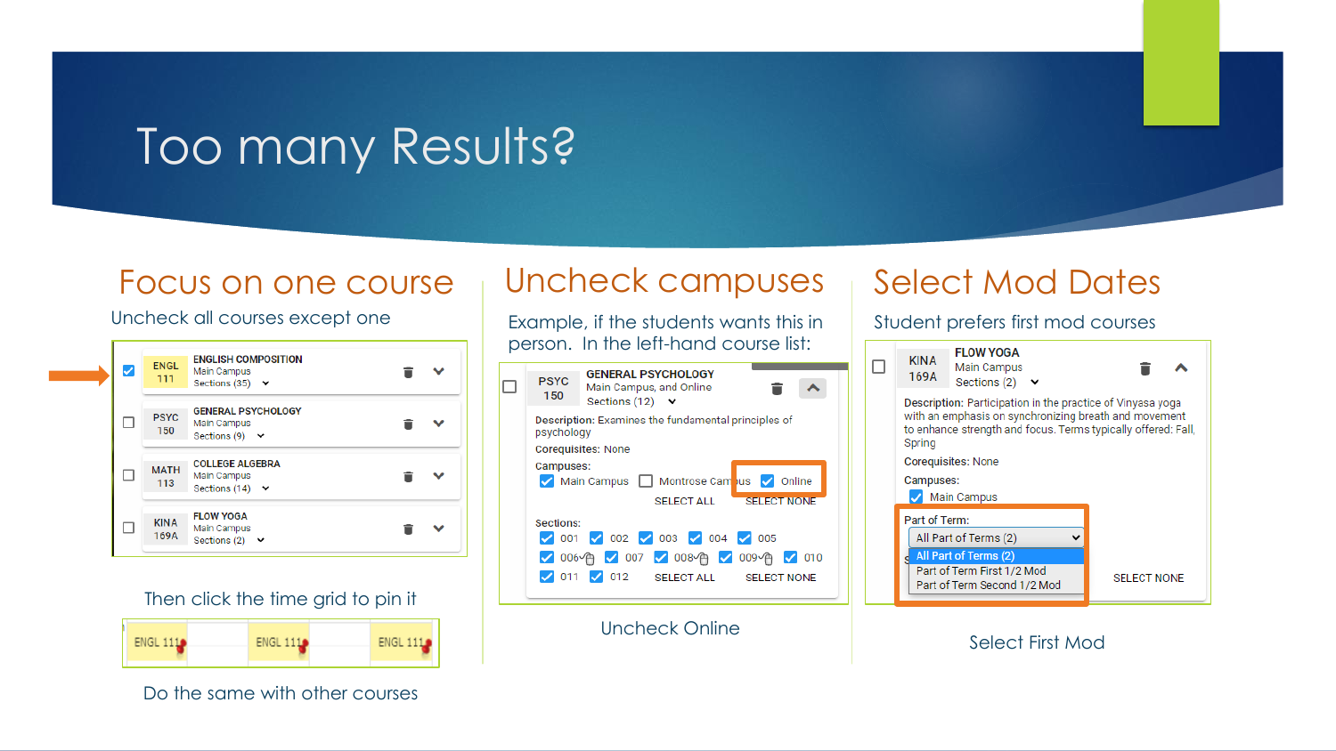# Too many Results?

## Focus on one course

Uncheck all courses except one

- ☑ ENGL 111 — ENGLISH COMPOSITION — Main Campus — Sections (35)
- ☐ PSYC 150 — GENERAL PSYCHOLOGY — Main Campus — Sections (9)
- ☐ MATH 113 — COLLEGE ALGEBRA — Main Campus — Sections (14)
- ☐ KINA 169A — FLOW YOGA — Main Campus — Sections (2)

Then click the time grid to pin it

ENGL 111 | ENGL 111 | ENGL 111

Do the same with other courses

## Uncheck campuses

Example, if the students wants this in person. In the left-hand course list:

PSYC 150 — GENERAL PSYCHOLOGY — Main Campus, and Online — Sections (12)

**Description:** Examines the fundamental principles of psychology

**Corequisites:** None

**Campuses:**
☑ Main Campus ☐ Montrose Campus ☑ Online

SELECT ALL SELECT NONE

**Sections:**
☑ 001 ☑ 002 ☑ 003 ☑ 004 ☑ 005
☑ 006 ☑ 007 ☑ 008 ☑ 009 ☑ 010
☑ 011 ☑ 012

SELECT ALL SELECT NONE

Uncheck Online

## Select Mod Dates

Student prefers first mod courses

KINA 169A — FLOW YOGA — Main Campus — Sections (2)

**Description:** Participation in the practice of Vinyasa yoga with an emphasis on synchronizing breath and movement to enhance strength and focus. Terms typically offered: Fall, Spring

**Corequisites:** None

**Campuses:**
☑ Main Campus

Part of Term:
- All Part of Terms (2)
- Part of Term First 1/2 Mod
- Part of Term Second 1/2 Mod

SELECT NONE

Select First Mod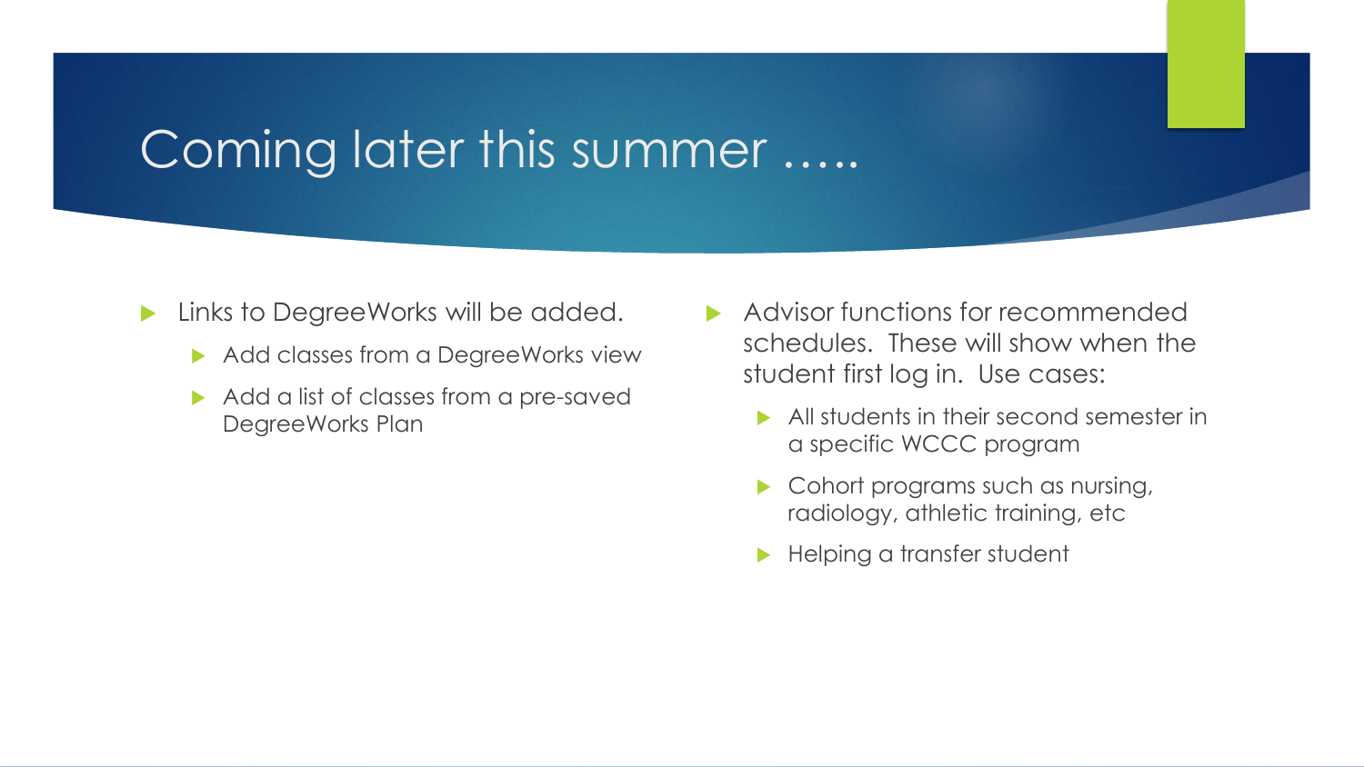# Coming later this summer …..

- Links to DegreeWorks will be added.
  - Add classes from a DegreeWorks view
  - Add a list of classes from a pre-saved DegreeWorks Plan

- Advisor functions for recommended schedules. These will show when the student first log in. Use cases:
  - All students in their second semester in a specific WCCC program
  - Cohort programs such as nursing, radiology, athletic training, etc
  - Helping a transfer student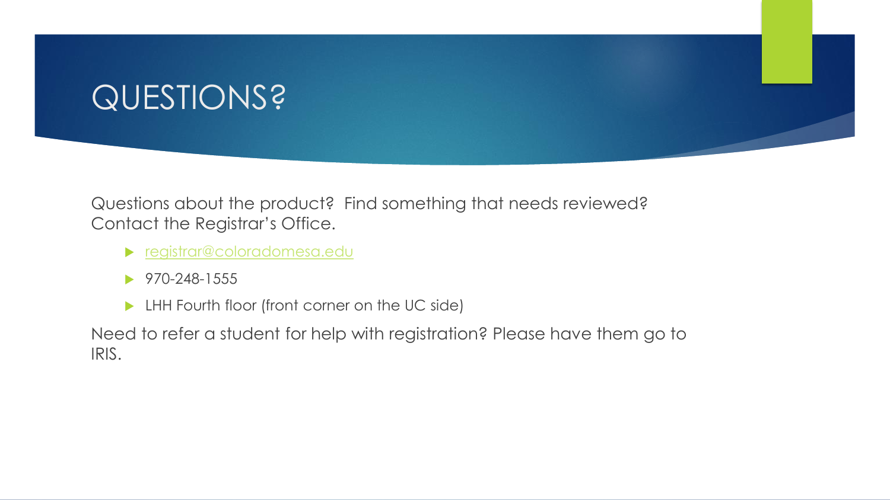# QUESTIONS?

Questions about the product?  Find something that needs reviewed? Contact the Registrar's Office.

- registrar@coloradomesa.edu
- 970-248-1555
- LHH Fourth floor (front corner on the UC side)

Need to refer a student for help with registration? Please have them go to IRIS.